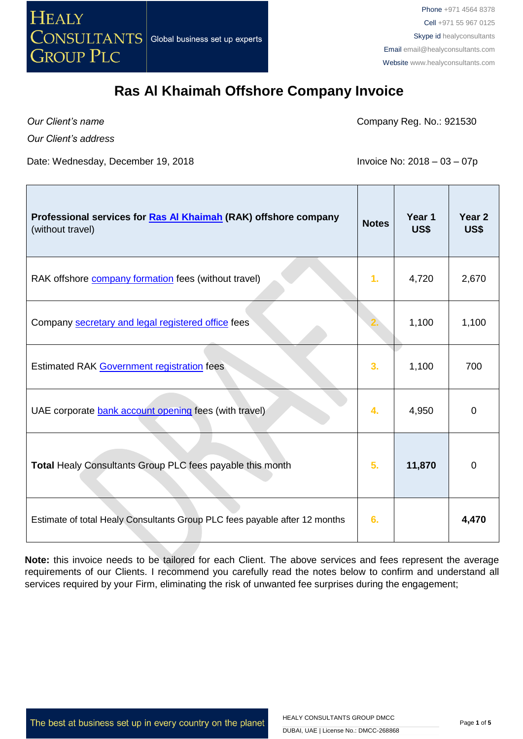# Ras Al Khaimah Offshore Company Invoice

*Our Client's name*

*Our Client's address*

Company Reg. No.: 921530

Date: Wednesday, December 19, 2018

Invoice No: 2018 – 03 – 07p

| **Professional services for Ras Al Khaimah (RAK) offshore company** (without travel) | **Notes** | **Year 1 US$** | **Year 2 US$** |
|---|---|---|---|
| RAK offshore company formation fees (without travel) | 1. | 4,720 | 2,670 |
| Company secretary and legal registered office fees | 2. | 1,100 | 1,100 |
| Estimated RAK Government registration fees | 3. | 1,100 | 700 |
| UAE corporate bank account opening fees (with travel) | 4. | 4,950 | 0 |
| **Total** Healy Consultants Group PLC fees payable this month | 5. | **11,870** | 0 |
| Estimate of total Healy Consultants Group PLC fees payable after 12 months | 6. | | **4,470** |

**Note:** this invoice needs to be tailored for each Client. The above services and fees represent the average requirements of our Clients. I recommend you carefully read the notes below to confirm and understand all services required by your Firm, eliminating the risk of unwanted fee surprises during the engagement;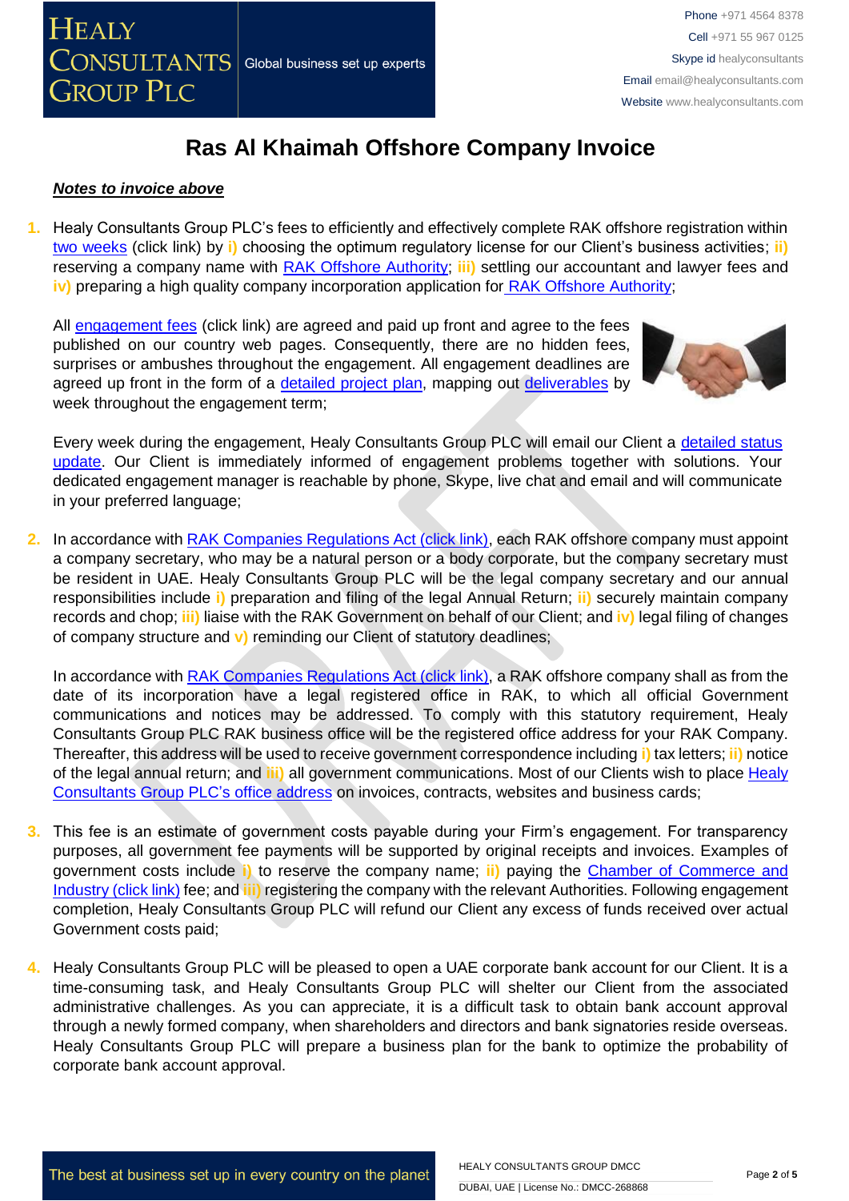# Ras Al Khaimah Offshore Company Invoice

***Notes to invoice above***

1. Healy Consultants Group PLC's fees to efficiently and effectively complete RAK offshore registration within two weeks (click link) by **i)** choosing the optimum regulatory license for our Client's business activities; **ii)** reserving a company name with RAK Offshore Authority; **iii)** settling our accountant and lawyer fees and **iv)** preparing a high quality company incorporation application for RAK Offshore Authority;

   All engagement fees (click link) are agreed and paid up front and agree to the fees published on our country web pages. Consequently, there are no hidden fees, surprises or ambushes throughout the engagement. All engagement deadlines are agreed up front in the form of a detailed project plan, mapping out deliverables by week throughout the engagement term;

   Every week during the engagement, Healy Consultants Group PLC will email our Client a detailed status update. Our Client is immediately informed of engagement problems together with solutions. Your dedicated engagement manager is reachable by phone, Skype, live chat and email and will communicate in your preferred language;

2. In accordance with RAK Companies Regulations Act (click link), each RAK offshore company must appoint a company secretary, who may be a natural person or a body corporate, but the company secretary must be resident in UAE. Healy Consultants Group PLC will be the legal company secretary and our annual responsibilities include **i)** preparation and filing of the legal Annual Return; **ii)** securely maintain company records and chop; **iii)** liaise with the RAK Government on behalf of our Client; and **iv)** legal filing of changes of company structure and **v)** reminding our Client of statutory deadlines;

   In accordance with RAK Companies Regulations Act (click link), a RAK offshore company shall as from the date of its incorporation have a legal registered office in RAK, to which all official Government communications and notices may be addressed. To comply with this statutory requirement, Healy Consultants Group PLC RAK business office will be the registered office address for your RAK Company. Thereafter, this address will be used to receive government correspondence including **i)** tax letters; **ii)** notice of the legal annual return; and **iii)** all government communications. Most of our Clients wish to place Healy Consultants Group PLC's office address on invoices, contracts, websites and business cards;

3. This fee is an estimate of government costs payable during your Firm's engagement. For transparency purposes, all government fee payments will be supported by original receipts and invoices. Examples of government costs include **i)** to reserve the company name; **ii)** paying the Chamber of Commerce and Industry (click link) fee; and **iii)** registering the company with the relevant Authorities. Following engagement completion, Healy Consultants Group PLC will refund our Client any excess of funds received over actual Government costs paid;

4. Healy Consultants Group PLC will be pleased to open a UAE corporate bank account for our Client. It is a time-consuming task, and Healy Consultants Group PLC will shelter our Client from the associated administrative challenges. As you can appreciate, it is a difficult task to obtain bank account approval through a newly formed company, when shareholders and directors and bank signatories reside overseas. Healy Consultants Group PLC will prepare a business plan for the bank to optimize the probability of corporate bank account approval.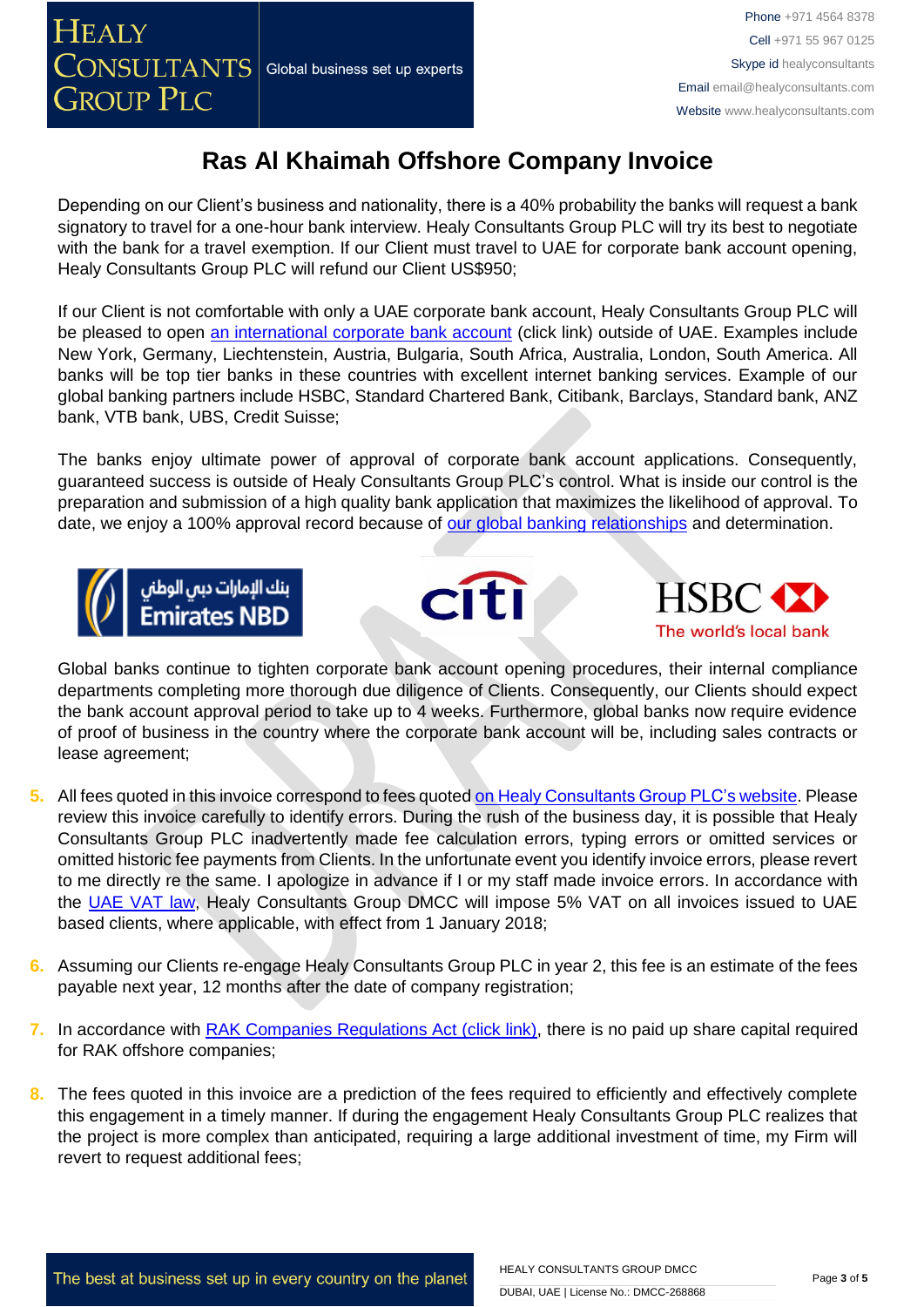# Ras Al Khaimah Offshore Company Invoice

Depending on our Client's business and nationality, there is a 40% probability the banks will request a bank signatory to travel for a one-hour bank interview. Healy Consultants Group PLC will try its best to negotiate with the bank for a travel exemption. If our Client must travel to UAE for corporate bank account opening, Healy Consultants Group PLC will refund our Client US$950;

If our Client is not comfortable with only a UAE corporate bank account, Healy Consultants Group PLC will be pleased to open an international corporate bank account (click link) outside of UAE. Examples include New York, Germany, Liechtenstein, Austria, Bulgaria, South Africa, Australia, London, South America. All banks will be top tier banks in these countries with excellent internet banking services. Example of our global banking partners include HSBC, Standard Chartered Bank, Citibank, Barclays, Standard bank, ANZ bank, VTB bank, UBS, Credit Suisse;

The banks enjoy ultimate power of approval of corporate bank account applications. Consequently, guaranteed success is outside of Healy Consultants Group PLC's control. What is inside our control is the preparation and submission of a high quality bank application that maximizes the likelihood of approval. To date, we enjoy a 100% approval record because of our global banking relationships and determination.

Global banks continue to tighten corporate bank account opening procedures, their internal compliance departments completing more thorough due diligence of Clients. Consequently, our Clients should expect the bank account approval period to take up to 4 weeks. Furthermore, global banks now require evidence of proof of business in the country where the corporate bank account will be, including sales contracts or lease agreement;

5. All fees quoted in this invoice correspond to fees quoted on Healy Consultants Group PLC's website. Please review this invoice carefully to identify errors. During the rush of the business day, it is possible that Healy Consultants Group PLC inadvertently made fee calculation errors, typing errors or omitted services or omitted historic fee payments from Clients. In the unfortunate event you identify invoice errors, please revert to me directly re the same. I apologize in advance if I or my staff made invoice errors. In accordance with the UAE VAT law, Healy Consultants Group DMCC will impose 5% VAT on all invoices issued to UAE based clients, where applicable, with effect from 1 January 2018;

6. Assuming our Clients re-engage Healy Consultants Group PLC in year 2, this fee is an estimate of the fees payable next year, 12 months after the date of company registration;

7. In accordance with RAK Companies Regulations Act (click link), there is no paid up share capital required for RAK offshore companies;

8. The fees quoted in this invoice are a prediction of the fees required to efficiently and effectively complete this engagement in a timely manner. If during the engagement Healy Consultants Group PLC realizes that the project is more complex than anticipated, requiring a large additional investment of time, my Firm will revert to request additional fees;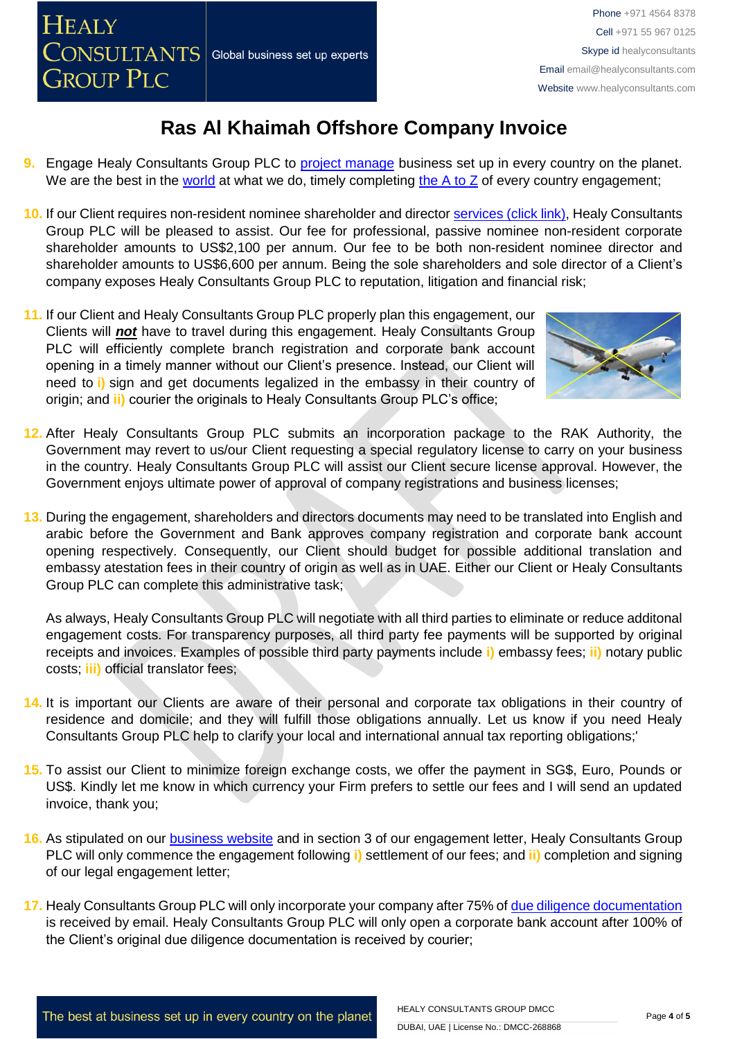# Ras Al Khaimah Offshore Company Invoice

9. Engage Healy Consultants Group PLC to project manage business set up in every country on the planet. We are the best in the world at what we do, timely completing the A to Z of every country engagement;

10. If our Client requires non-resident nominee shareholder and director services (click link), Healy Consultants Group PLC will be pleased to assist. Our fee for professional, passive nominee non-resident corporate shareholder amounts to US$2,100 per annum. Our fee to be both non-resident nominee director and shareholder amounts to US$6,600 per annum. Being the sole shareholders and sole director of a Client's company exposes Healy Consultants Group PLC to reputation, litigation and financial risk;

11. If our Client and Healy Consultants Group PLC properly plan this engagement, our Clients will ***not*** have to travel during this engagement. Healy Consultants Group PLC will efficiently complete branch registration and corporate bank account opening in a timely manner without our Client's presence. Instead, our Client will need to i) sign and get documents legalized in the embassy in their country of origin; and ii) courier the originals to Healy Consultants Group PLC's office;

12. After Healy Consultants Group PLC submits an incorporation package to the RAK Authority, the Government may revert to us/our Client requesting a special regulatory license to carry on your business in the country. Healy Consultants Group PLC will assist our Client secure license approval. However, the Government enjoys ultimate power of approval of company registrations and business licenses;

13. During the engagement, shareholders and directors documents may need to be translated into English and arabic before the Government and Bank approves company registration and corporate bank account opening respectively. Consequently, our Client should budget for possible additional translation and embassy atestation fees in their country of origin as well as in UAE. Either our Client or Healy Consultants Group PLC can complete this administrative task;

    As always, Healy Consultants Group PLC will negotiate with all third parties to eliminate or reduce additonal engagement costs. For transparency purposes, all third party fee payments will be supported by original receipts and invoices. Examples of possible third party payments include i) embassy fees; ii) notary public costs; iii) official translator fees;

14. It is important our Clients are aware of their personal and corporate tax obligations in their country of residence and domicile; and they will fulfill those obligations annually. Let us know if you need Healy Consultants Group PLC help to clarify your local and international annual tax reporting obligations;'

15. To assist our Client to minimize foreign exchange costs, we offer the payment in SG$, Euro, Pounds or US$. Kindly let me know in which currency your Firm prefers to settle our fees and I will send an updated invoice, thank you;

16. As stipulated on our business website and in section 3 of our engagement letter, Healy Consultants Group PLC will only commence the engagement following i) settlement of our fees; and ii) completion and signing of our legal engagement letter;

17. Healy Consultants Group PLC will only incorporate your company after 75% of due diligence documentation is received by email. Healy Consultants Group PLC will only open a corporate bank account after 100% of the Client's original due diligence documentation is received by courier;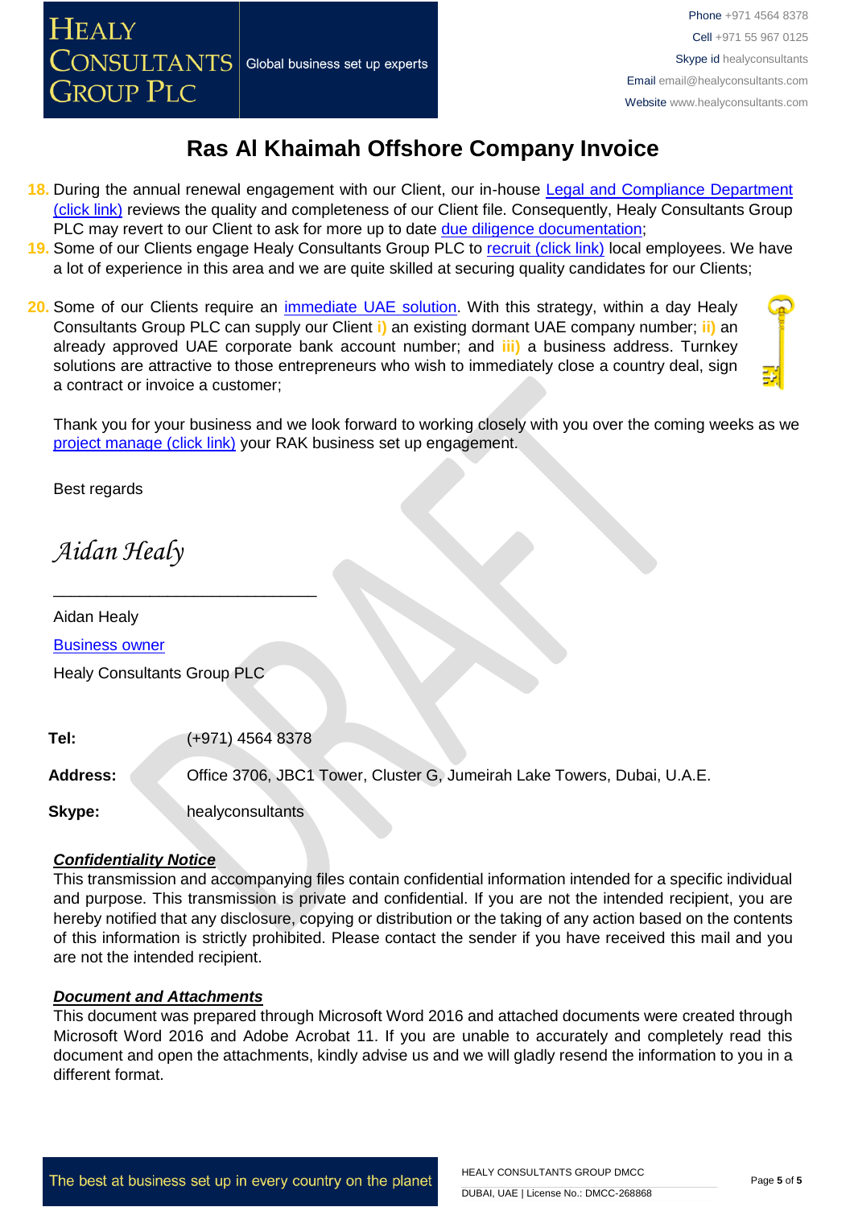# Ras Al Khaimah Offshore Company Invoice

18. During the annual renewal engagement with our Client, our in-house Legal and Compliance Department (click link) reviews the quality and completeness of our Client file. Consequently, Healy Consultants Group PLC may revert to our Client to ask for more up to date due diligence documentation;
19. Some of our Clients engage Healy Consultants Group PLC to recruit (click link) local employees. We have a lot of experience in this area and we are quite skilled at securing quality candidates for our Clients;
20. Some of our Clients require an immediate UAE solution. With this strategy, within a day Healy Consultants Group PLC can supply our Client i) an existing dormant UAE company number; ii) an already approved UAE corporate bank account number; and iii) a business address. Turnkey solutions are attractive to those entrepreneurs who wish to immediately close a country deal, sign a contract or invoice a customer;

Thank you for your business and we look forward to working closely with you over the coming weeks as we project manage (click link) your RAK business set up engagement.

Best regards

*Aidan Healy*

______________________________

Aidan Healy

Business owner

Healy Consultants Group PLC

| | |
|---|---|
| **Tel:** | (+971) 4564 8378 |
| **Address:** | Office 3706, JBC1 Tower, Cluster G, Jumeirah Lake Towers, Dubai, U.A.E. |
| **Skype:** | healyconsultants |

***Confidentiality Notice***

This transmission and accompanying files contain confidential information intended for a specific individual and purpose. This transmission is private and confidential. If you are not the intended recipient, you are hereby notified that any disclosure, copying or distribution or the taking of any action based on the contents of this information is strictly prohibited. Please contact the sender if you have received this mail and you are not the intended recipient.

***Document and Attachments***

This document was prepared through Microsoft Word 2016 and attached documents were created through Microsoft Word 2016 and Adobe Acrobat 11. If you are unable to accurately and completely read this document and open the attachments, kindly advise us and we will gladly resend the information to you in a different format.